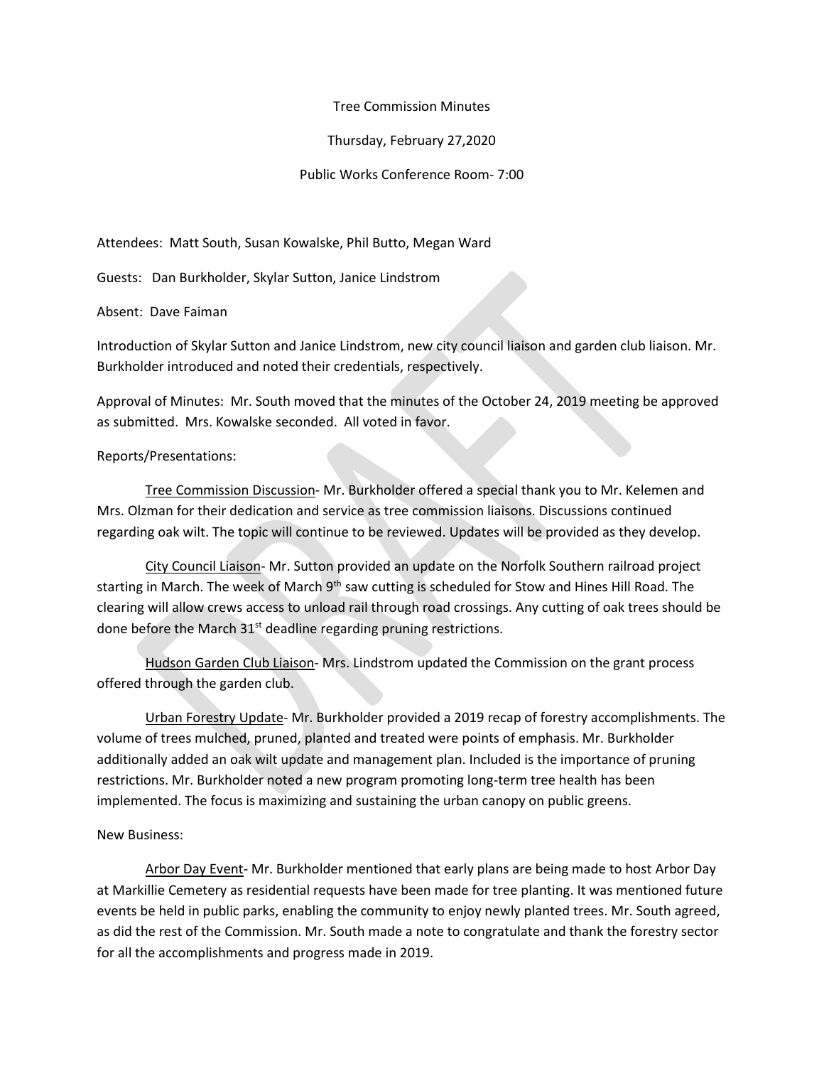Tree Commission Minutes

Thursday, February 27,2020

Public Works Conference Room- 7:00

Attendees: Matt South, Susan Kowalske, Phil Butto, Megan Ward

Guests: Dan Burkholder, Skylar Sutton, Janice Lindstrom

Absent: Dave Faiman

Introduction of Skylar Sutton and Janice Lindstrom, new city council liaison and garden club liaison. Mr. Burkholder introduced and noted their credentials, respectively.

Approval of Minutes: Mr. South moved that the minutes of the October 24, 2019 meeting be approved as submitted. Mrs. Kowalske seconded. All voted in favor.

Reports/Presentations:

<u>Tree Commission Discussion</u>- Mr. Burkholder offered a special thank you to Mr. Kelemen and Mrs. Olzman for their dedication and service as tree commission liaisons. Discussions continued regarding oak wilt. The topic will continue to be reviewed. Updates will be provided as they develop.

<u>City Council Liaison</u>- Mr. Sutton provided an update on the Norfolk Southern railroad project starting in March. The week of March 9th saw cutting is scheduled for Stow and Hines Hill Road. The clearing will allow crews access to unload rail through road crossings. Any cutting of oak trees should be done before the March 31st deadline regarding pruning restrictions.

<u>Hudson Garden Club Liaison</u>- Mrs. Lindstrom updated the Commission on the grant process offered through the garden club.

<u>Urban Forestry Update</u>- Mr. Burkholder provided a 2019 recap of forestry accomplishments. The volume of trees mulched, pruned, planted and treated were points of emphasis. Mr. Burkholder additionally added an oak wilt update and management plan. Included is the importance of pruning restrictions. Mr. Burkholder noted a new program promoting long-term tree health has been implemented. The focus is maximizing and sustaining the urban canopy on public greens.

New Business:

<u>Arbor Day Event</u>- Mr. Burkholder mentioned that early plans are being made to host Arbor Day at Markillie Cemetery as residential requests have been made for tree planting. It was mentioned future events be held in public parks, enabling the community to enjoy newly planted trees. Mr. South agreed, as did the rest of the Commission. Mr. South made a note to congratulate and thank the forestry sector for all the accomplishments and progress made in 2019.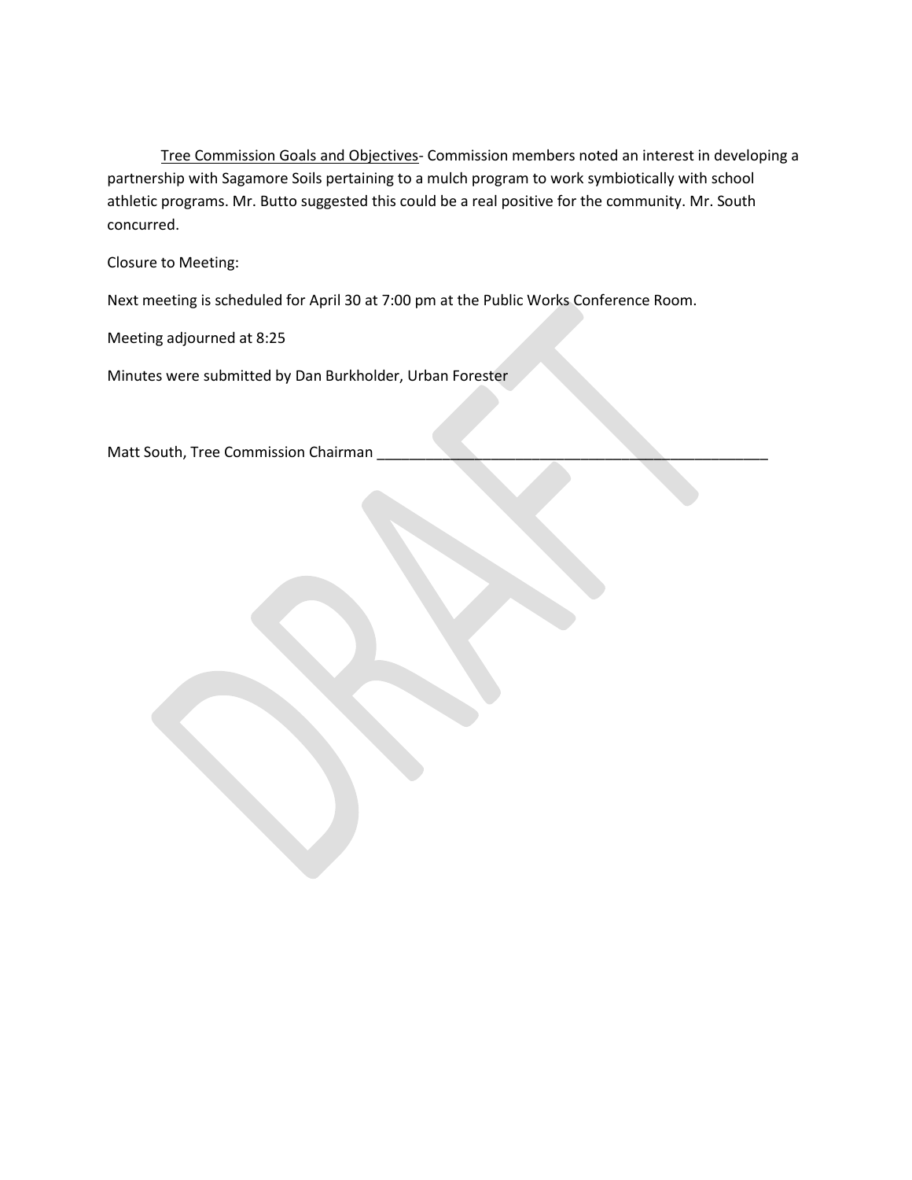Tree Commission Goals and Objectives- Commission members noted an interest in developing a partnership with Sagamore Soils pertaining to a mulch program to work symbiotically with school athletic programs. Mr. Butto suggested this could be a real positive for the community. Mr. South concurred.

Closure to Meeting:

Next meeting is scheduled for April 30 at 7:00 pm at the Public Works Conference Room.

Meeting adjourned at 8:25

Minutes were submitted by Dan Burkholder, Urban Forester

Matt South, Tree Commission Chairman ________________________________________________